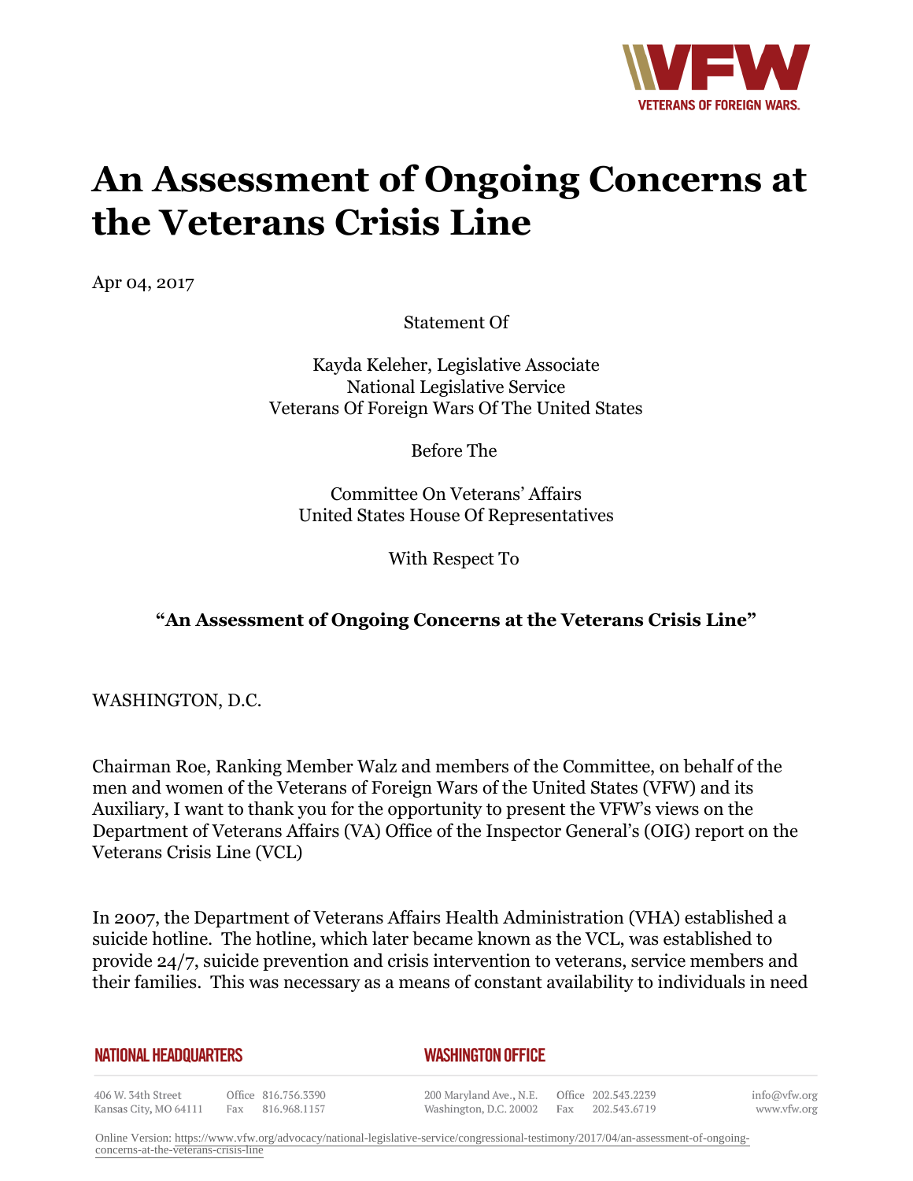# An Assessment of Ongoing Concerns at the Veterans Crisis Line

Apr 04, 2017

Statement Of

Kayda Keleher, Legislative Associate
National Legislative Service
Veterans Of Foreign Wars Of The United States

Before The

Committee On Veterans' Affairs
United States House Of Representatives

With Respect To

**"An Assessment of Ongoing Concerns at the Veterans Crisis Line"**

WASHINGTON, D.C.

Chairman Roe, Ranking Member Walz and members of the Committee, on behalf of the men and women of the Veterans of Foreign Wars of the United States (VFW) and its Auxiliary, I want to thank you for the opportunity to present the VFW's views on the Department of Veterans Affairs (VA) Office of the Inspector General's (OIG) report on the Veterans Crisis Line (VCL)

In 2007, the Department of Veterans Affairs Health Administration (VHA) established a suicide hotline. The hotline, which later became known as the VCL, was established to provide 24/7, suicide prevention and crisis intervention to veterans, service members and their families. This was necessary as a means of constant availability to individuals in need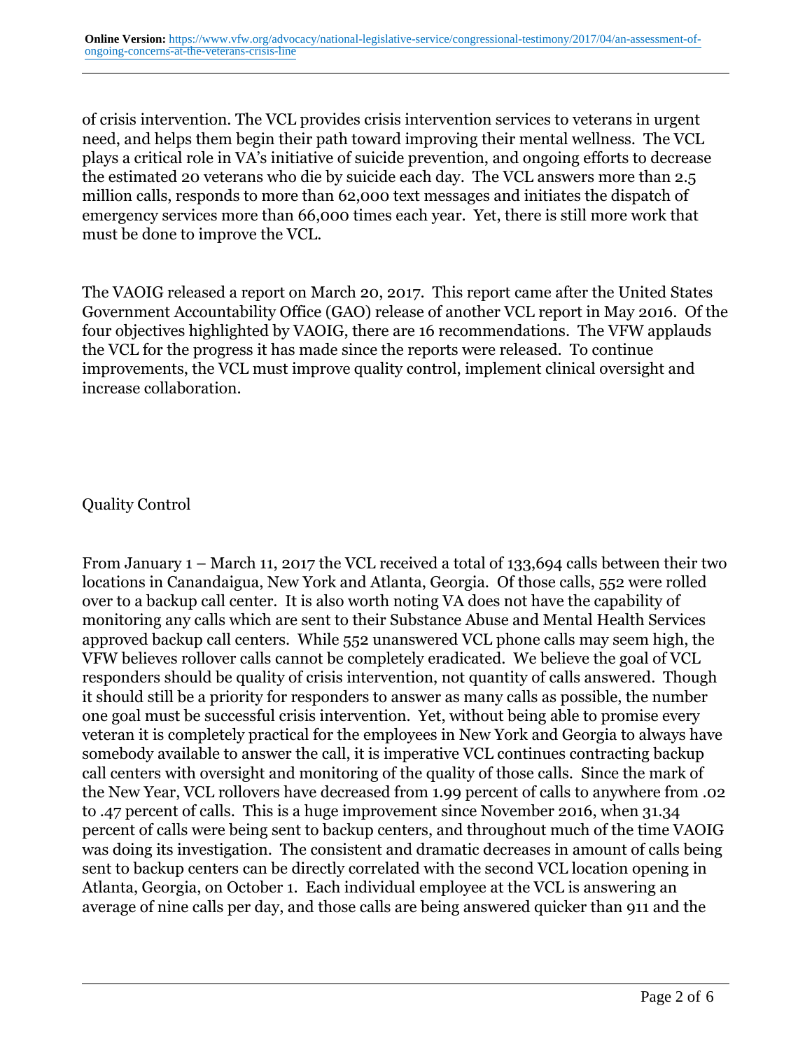of crisis intervention. The VCL provides crisis intervention services to veterans in urgent need, and helps them begin their path toward improving their mental wellness. The VCL plays a critical role in VA's initiative of suicide prevention, and ongoing efforts to decrease the estimated 20 veterans who die by suicide each day. The VCL answers more than 2.5 million calls, responds to more than 62,000 text messages and initiates the dispatch of emergency services more than 66,000 times each year. Yet, there is still more work that must be done to improve the VCL.

The VAOIG released a report on March 20, 2017. This report came after the United States Government Accountability Office (GAO) release of another VCL report in May 2016. Of the four objectives highlighted by VAOIG, there are 16 recommendations. The VFW applauds the VCL for the progress it has made since the reports were released. To continue improvements, the VCL must improve quality control, implement clinical oversight and increase collaboration.

## Quality Control

From January 1 – March 11, 2017 the VCL received a total of 133,694 calls between their two locations in Canandaigua, New York and Atlanta, Georgia. Of those calls, 552 were rolled over to a backup call center. It is also worth noting VA does not have the capability of monitoring any calls which are sent to their Substance Abuse and Mental Health Services approved backup call centers. While 552 unanswered VCL phone calls may seem high, the VFW believes rollover calls cannot be completely eradicated. We believe the goal of VCL responders should be quality of crisis intervention, not quantity of calls answered. Though it should still be a priority for responders to answer as many calls as possible, the number one goal must be successful crisis intervention. Yet, without being able to promise every veteran it is completely practical for the employees in New York and Georgia to always have somebody available to answer the call, it is imperative VCL continues contracting backup call centers with oversight and monitoring of the quality of those calls. Since the mark of the New Year, VCL rollovers have decreased from 1.99 percent of calls to anywhere from .02 to .47 percent of calls. This is a huge improvement since November 2016, when 31.34 percent of calls were being sent to backup centers, and throughout much of the time VAOIG was doing its investigation. The consistent and dramatic decreases in amount of calls being sent to backup centers can be directly correlated with the second VCL location opening in Atlanta, Georgia, on October 1. Each individual employee at the VCL is answering an average of nine calls per day, and those calls are being answered quicker than 911 and the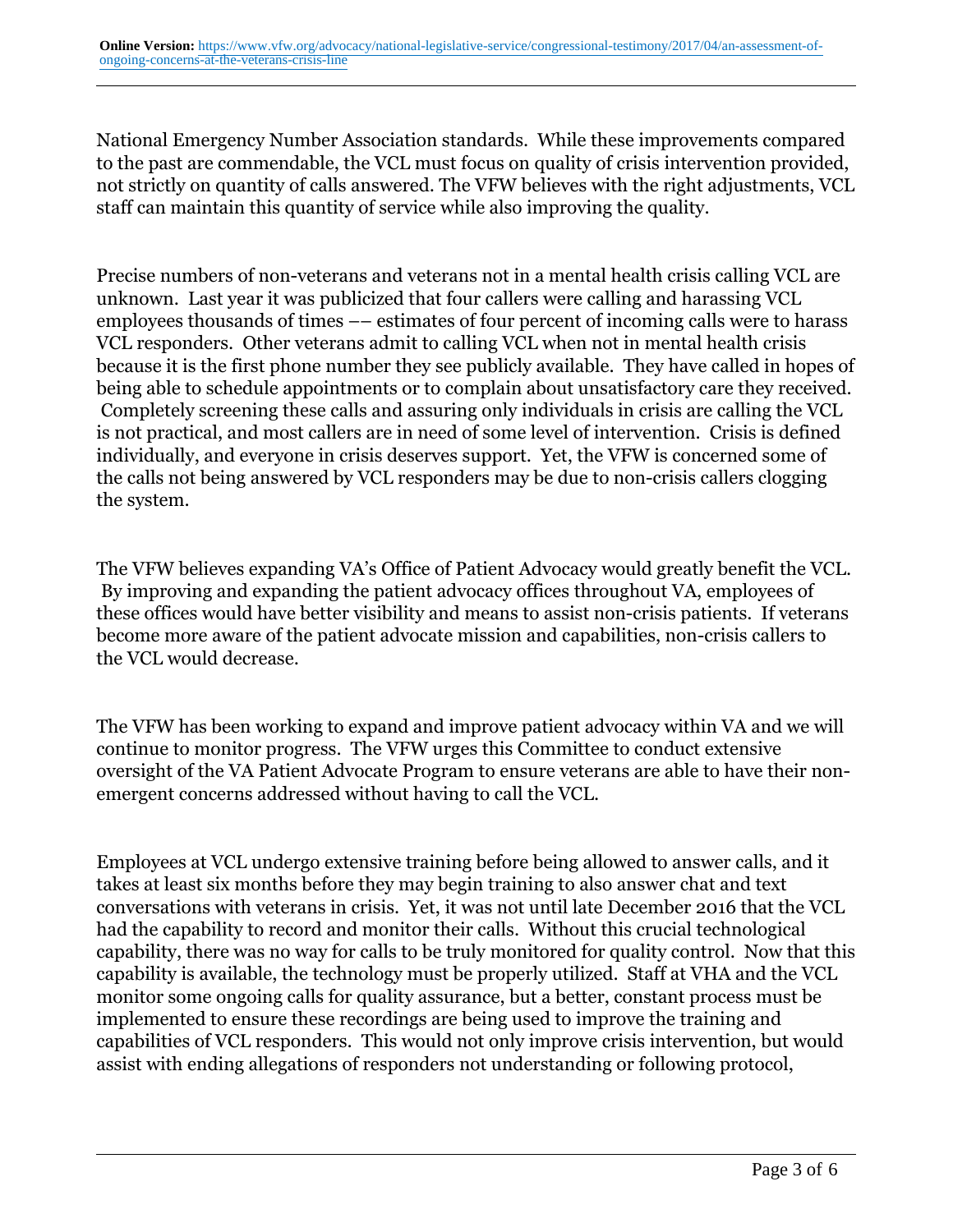National Emergency Number Association standards. While these improvements compared to the past are commendable, the VCL must focus on quality of crisis intervention provided, not strictly on quantity of calls answered. The VFW believes with the right adjustments, VCL staff can maintain this quantity of service while also improving the quality.

Precise numbers of non-veterans and veterans not in a mental health crisis calling VCL are unknown. Last year it was publicized that four callers were calling and harassing VCL employees thousands of times –– estimates of four percent of incoming calls were to harass VCL responders. Other veterans admit to calling VCL when not in mental health crisis because it is the first phone number they see publicly available. They have called in hopes of being able to schedule appointments or to complain about unsatisfactory care they received. Completely screening these calls and assuring only individuals in crisis are calling the VCL is not practical, and most callers are in need of some level of intervention. Crisis is defined individually, and everyone in crisis deserves support. Yet, the VFW is concerned some of the calls not being answered by VCL responders may be due to non-crisis callers clogging the system.

The VFW believes expanding VA's Office of Patient Advocacy would greatly benefit the VCL. By improving and expanding the patient advocacy offices throughout VA, employees of these offices would have better visibility and means to assist non-crisis patients. If veterans become more aware of the patient advocate mission and capabilities, non-crisis callers to the VCL would decrease.

The VFW has been working to expand and improve patient advocacy within VA and we will continue to monitor progress. The VFW urges this Committee to conduct extensive oversight of the VA Patient Advocate Program to ensure veterans are able to have their non-emergent concerns addressed without having to call the VCL.

Employees at VCL undergo extensive training before being allowed to answer calls, and it takes at least six months before they may begin training to also answer chat and text conversations with veterans in crisis. Yet, it was not until late December 2016 that the VCL had the capability to record and monitor their calls. Without this crucial technological capability, there was no way for calls to be truly monitored for quality control. Now that this capability is available, the technology must be properly utilized. Staff at VHA and the VCL monitor some ongoing calls for quality assurance, but a better, constant process must be implemented to ensure these recordings are being used to improve the training and capabilities of VCL responders. This would not only improve crisis intervention, but would assist with ending allegations of responders not understanding or following protocol,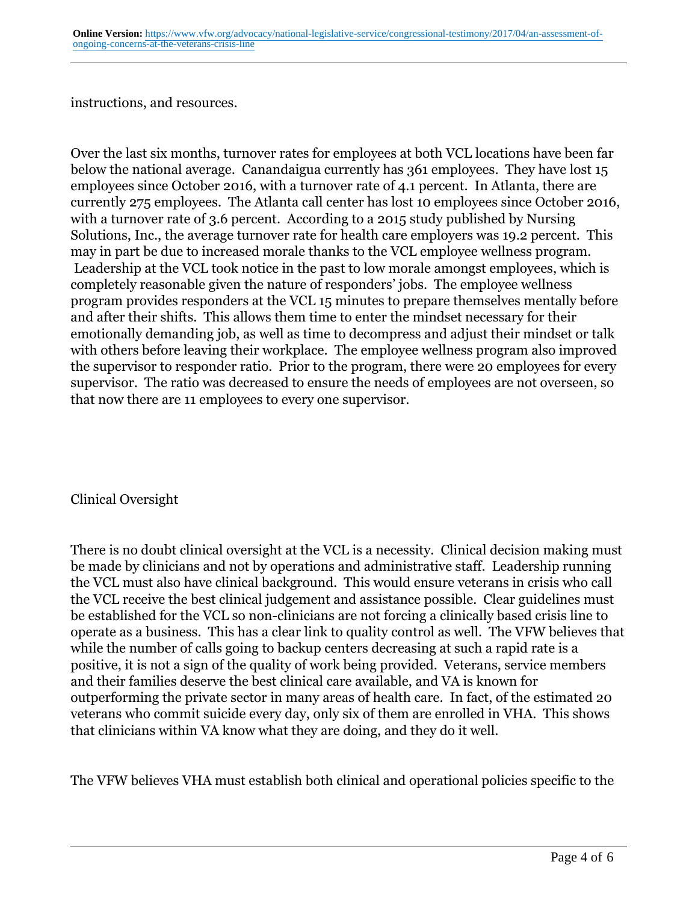instructions, and resources.

Over the last six months, turnover rates for employees at both VCL locations have been far below the national average. Canandaigua currently has 361 employees. They have lost 15 employees since October 2016, with a turnover rate of 4.1 percent. In Atlanta, there are currently 275 employees. The Atlanta call center has lost 10 employees since October 2016, with a turnover rate of 3.6 percent. According to a 2015 study published by Nursing Solutions, Inc., the average turnover rate for health care employers was 19.2 percent. This may in part be due to increased morale thanks to the VCL employee wellness program. Leadership at the VCL took notice in the past to low morale amongst employees, which is completely reasonable given the nature of responders' jobs. The employee wellness program provides responders at the VCL 15 minutes to prepare themselves mentally before and after their shifts. This allows them time to enter the mindset necessary for their emotionally demanding job, as well as time to decompress and adjust their mindset or talk with others before leaving their workplace. The employee wellness program also improved the supervisor to responder ratio. Prior to the program, there were 20 employees for every supervisor. The ratio was decreased to ensure the needs of employees are not overseen, so that now there are 11 employees to every one supervisor.

## Clinical Oversight

There is no doubt clinical oversight at the VCL is a necessity. Clinical decision making must be made by clinicians and not by operations and administrative staff. Leadership running the VCL must also have clinical background. This would ensure veterans in crisis who call the VCL receive the best clinical judgement and assistance possible. Clear guidelines must be established for the VCL so non-clinicians are not forcing a clinically based crisis line to operate as a business. This has a clear link to quality control as well. The VFW believes that while the number of calls going to backup centers decreasing at such a rapid rate is a positive, it is not a sign of the quality of work being provided. Veterans, service members and their families deserve the best clinical care available, and VA is known for outperforming the private sector in many areas of health care. In fact, of the estimated 20 veterans who commit suicide every day, only six of them are enrolled in VHA. This shows that clinicians within VA know what they are doing, and they do it well.

The VFW believes VHA must establish both clinical and operational policies specific to the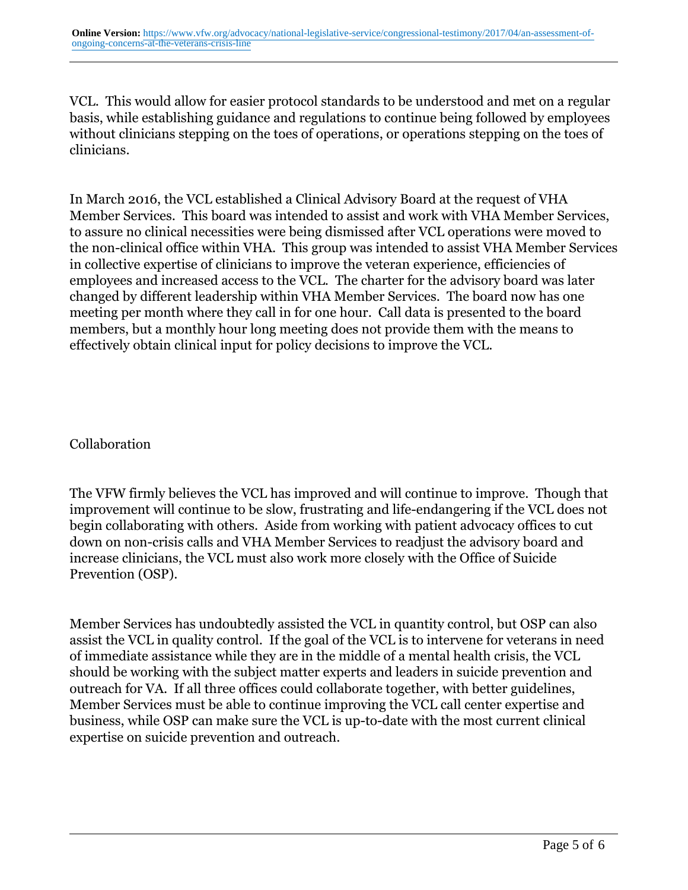VCL. This would allow for easier protocol standards to be understood and met on a regular basis, while establishing guidance and regulations to continue being followed by employees without clinicians stepping on the toes of operations, or operations stepping on the toes of clinicians.

In March 2016, the VCL established a Clinical Advisory Board at the request of VHA Member Services. This board was intended to assist and work with VHA Member Services, to assure no clinical necessities were being dismissed after VCL operations were moved to the non-clinical office within VHA. This group was intended to assist VHA Member Services in collective expertise of clinicians to improve the veteran experience, efficiencies of employees and increased access to the VCL. The charter for the advisory board was later changed by different leadership within VHA Member Services. The board now has one meeting per month where they call in for one hour. Call data is presented to the board members, but a monthly hour long meeting does not provide them with the means to effectively obtain clinical input for policy decisions to improve the VCL.

## Collaboration

The VFW firmly believes the VCL has improved and will continue to improve. Though that improvement will continue to be slow, frustrating and life-endangering if the VCL does not begin collaborating with others. Aside from working with patient advocacy offices to cut down on non-crisis calls and VHA Member Services to readjust the advisory board and increase clinicians, the VCL must also work more closely with the Office of Suicide Prevention (OSP).

Member Services has undoubtedly assisted the VCL in quantity control, but OSP can also assist the VCL in quality control. If the goal of the VCL is to intervene for veterans in need of immediate assistance while they are in the middle of a mental health crisis, the VCL should be working with the subject matter experts and leaders in suicide prevention and outreach for VA. If all three offices could collaborate together, with better guidelines, Member Services must be able to continue improving the VCL call center expertise and business, while OSP can make sure the VCL is up-to-date with the most current clinical expertise on suicide prevention and outreach.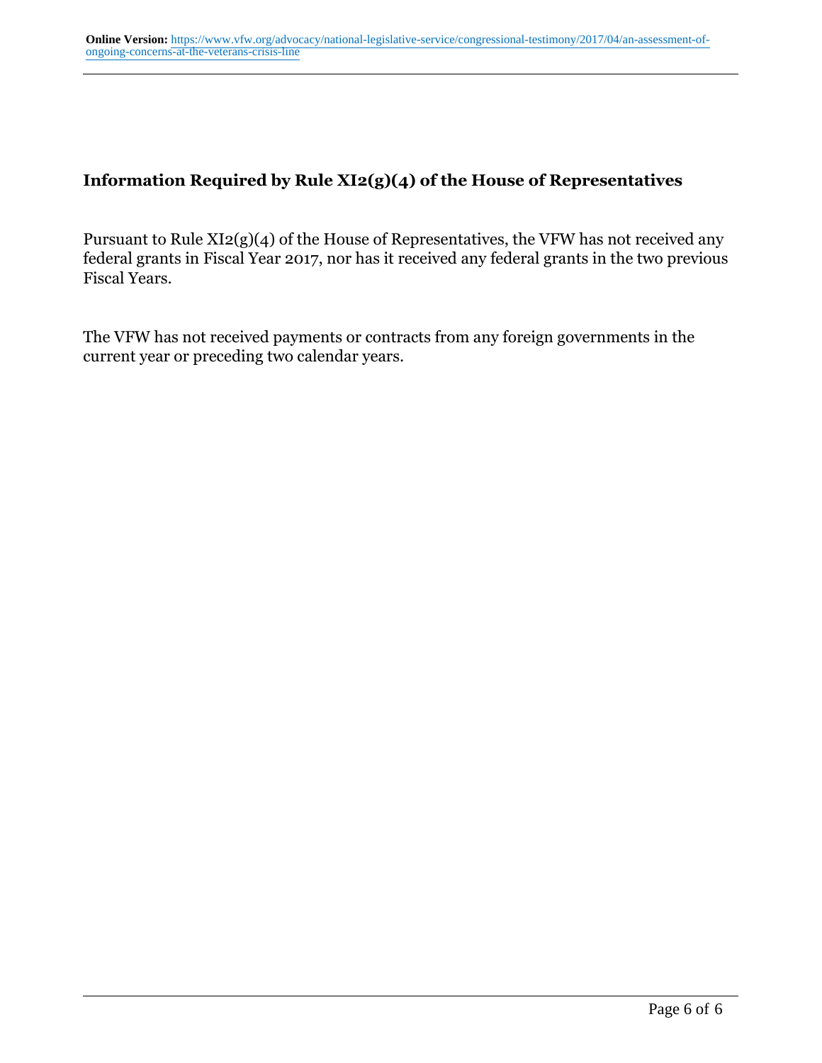## Information Required by Rule XI2(g)(4) of the House of Representatives

Pursuant to Rule XI2(g)(4) of the House of Representatives, the VFW has not received any federal grants in Fiscal Year 2017, nor has it received any federal grants in the two previous Fiscal Years.

The VFW has not received payments or contracts from any foreign governments in the current year or preceding two calendar years.